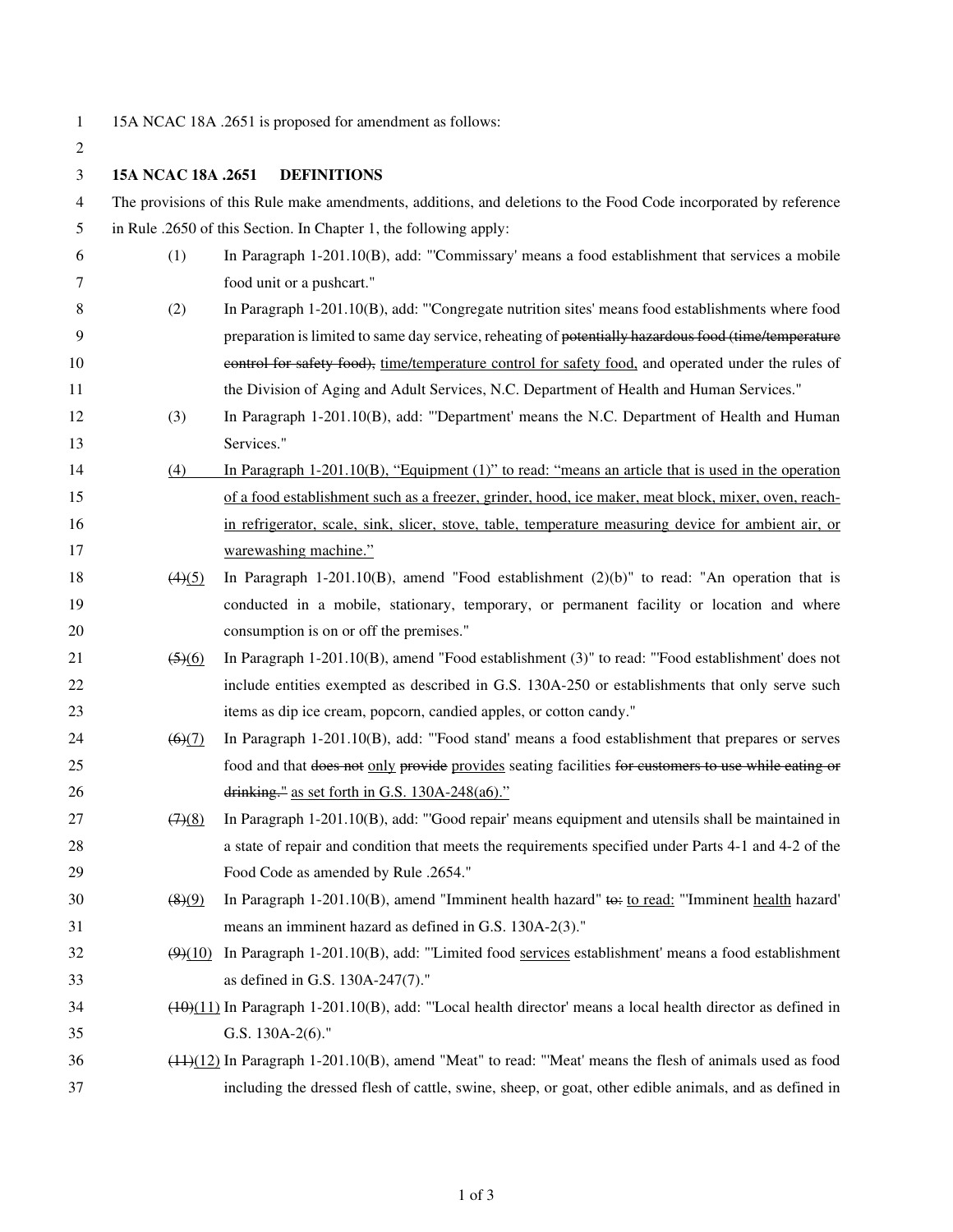15A NCAC 18A .2651 is proposed for amendment as follows:

**15A NCAC 18A .2651 DEFINITIONS**

The provisions of this Rule make amendments, additions, and deletions to the Food Code incorporated by reference in Rule .2650 of this Section. In Chapter 1, the following apply:

(1) In Paragraph 1-201.10(B), add: "'Commissary' means a food establishment that services a mobile food unit or a pushcart."

(2) In Paragraph 1-201.10(B), add: "'Congregate nutrition sites' means food establishments where food preparation is limited to same day service, reheating of ~~potentially hazardous food (time/temperature control for safety food),~~ time/temperature control for safety food, and operated under the rules of the Division of Aging and Adult Services, N.C. Department of Health and Human Services."

(3) In Paragraph 1-201.10(B), add: "'Department' means the N.C. Department of Health and Human Services."

(4) In Paragraph 1-201.10(B), "Equipment (1)" to read: "means an article that is used in the operation of a food establishment such as a freezer, grinder, hood, ice maker, meat block, mixer, oven, reach-in refrigerator, scale, sink, slicer, stove, table, temperature measuring device for ambient air, or warewashing machine."

~~(4)~~(5) In Paragraph 1-201.10(B), amend "Food establishment (2)(b)" to read: "An operation that is conducted in a mobile, stationary, temporary, or permanent facility or location and where consumption is on or off the premises."

~~(5)~~(6) In Paragraph 1-201.10(B), amend "Food establishment (3)" to read: "'Food establishment' does not include entities exempted as described in G.S. 130A-250 or establishments that only serve such items as dip ice cream, popcorn, candied apples, or cotton candy."

~~(6)~~(7) In Paragraph 1-201.10(B), add: "'Food stand' means a food establishment that prepares or serves food and that ~~does not~~ only ~~provide~~ provides seating facilities ~~for customers to use while eating or drinking."~~ as set forth in G.S. 130A-248(a6)."

~~(7)~~(8) In Paragraph 1-201.10(B), add: "'Good repair' means equipment and utensils shall be maintained in a state of repair and condition that meets the requirements specified under Parts 4-1 and 4-2 of the Food Code as amended by Rule .2654."

~~(8)~~(9) In Paragraph 1-201.10(B), amend "Imminent health hazard" ~~to:~~ to read: "'Imminent health hazard' means an imminent hazard as defined in G.S. 130A-2(3)."

~~(9)~~(10) In Paragraph 1-201.10(B), add: "'Limited food services establishment' means a food establishment as defined in G.S. 130A-247(7)."

~~(10)~~(11) In Paragraph 1-201.10(B), add: "'Local health director' means a local health director as defined in G.S. 130A-2(6)."

~~(11)~~(12) In Paragraph 1-201.10(B), amend "Meat" to read: "'Meat' means the flesh of animals used as food including the dressed flesh of cattle, swine, sheep, or goat, other edible animals, and as defined in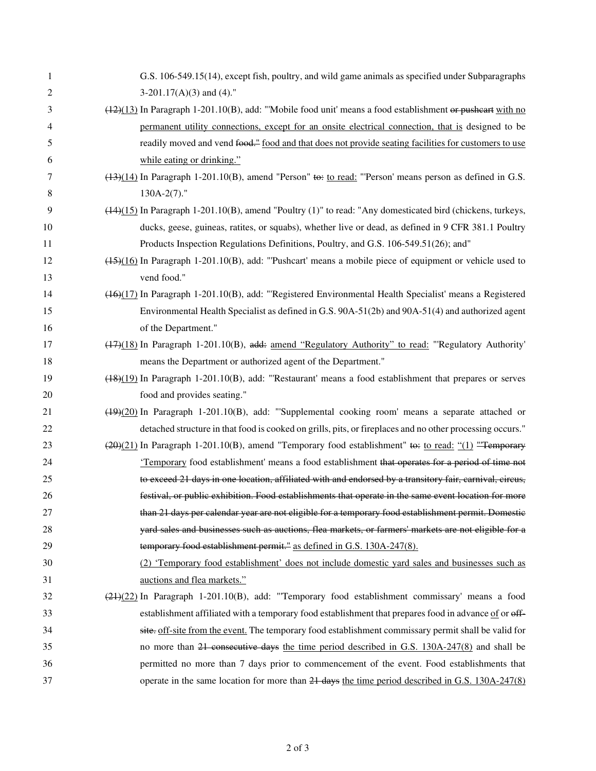G.S. 106-549.15(14), except fish, poultry, and wild game animals as specified under Subparagraphs 3-201.17(A)(3) and (4)."

~~(12)~~<u>(13)</u> In Paragraph 1-201.10(B), add: "'Mobile food unit' means a food establishment ~~or pushcart~~ <u>with no permanent utility connections, except for an onsite electrical connection, that is</u> designed to be readily moved and vend ~~food."~~ <u>food and that does not provide seating facilities for customers to use while eating or drinking."</u>

~~(13)~~<u>(14)</u> In Paragraph 1-201.10(B), amend "Person" ~~to:~~ <u>to read:</u> "'Person' means person as defined in G.S. 130A-2(7)."

~~(14)~~<u>(15)</u> In Paragraph 1-201.10(B), amend "Poultry (1)" to read: "Any domesticated bird (chickens, turkeys, ducks, geese, guineas, ratites, or squabs), whether live or dead, as defined in 9 CFR 381.1 Poultry Products Inspection Regulations Definitions, Poultry, and G.S. 106-549.51(26); and"

~~(15)~~<u>(16)</u> In Paragraph 1-201.10(B), add: "'Pushcart' means a mobile piece of equipment or vehicle used to vend food."

~~(16)~~<u>(17)</u> In Paragraph 1-201.10(B), add: "'Registered Environmental Health Specialist' means a Registered Environmental Health Specialist as defined in G.S. 90A-51(2b) and 90A-51(4) and authorized agent of the Department."

~~(17)~~<u>(18)</u> In Paragraph 1-201.10(B), ~~add:~~ <u>amend "Regulatory Authority" to read:</u> "'Regulatory Authority' means the Department or authorized agent of the Department."

~~(18)~~<u>(19)</u> In Paragraph 1-201.10(B), add: "'Restaurant' means a food establishment that prepares or serves food and provides seating."

~~(19)~~<u>(20)</u> In Paragraph 1-201.10(B), add: "'Supplemental cooking room' means a separate attached or detached structure in that food is cooked on grills, pits, or fireplaces and no other processing occurs."

~~(20)~~<u>(21)</u> In Paragraph 1-201.10(B), amend "Temporary food establishment" ~~to:~~ <u>to read: "(1)</u> ~~"'Temporary~~ <u>'Temporary</u> food establishment' means a food establishment ~~that operates for a period of time not to exceed 21 days in one location, affiliated with and endorsed by a transitory fair, carnival, circus, festival, or public exhibition. Food establishments that operate in the same event location for more than 21 days per calendar year are not eligible for a temporary food establishment permit. Domestic yard sales and businesses such as auctions, flea markets, or farmers' markets are not eligible for a temporary food establishment permit."~~ <u>as defined in G.S. 130A-247(8).</u>

<u>(2) 'Temporary food establishment' does not include domestic yard sales and businesses such as auctions and flea markets."</u>

~~(21)~~<u>(22)</u> In Paragraph 1-201.10(B), add: "'Temporary food establishment commissary' means a food establishment affiliated with a temporary food establishment that prepares food in advance <u>of</u> or ~~off-site.~~ <u>off-site from the event.</u> The temporary food establishment commissary permit shall be valid for no more than ~~21 consecutive days~~ <u>the time period described in G.S. 130A-247(8)</u> and shall be permitted no more than 7 days prior to commencement of the event. Food establishments that operate in the same location for more than ~~21 days~~ <u>the time period described in G.S. 130A-247(8)</u>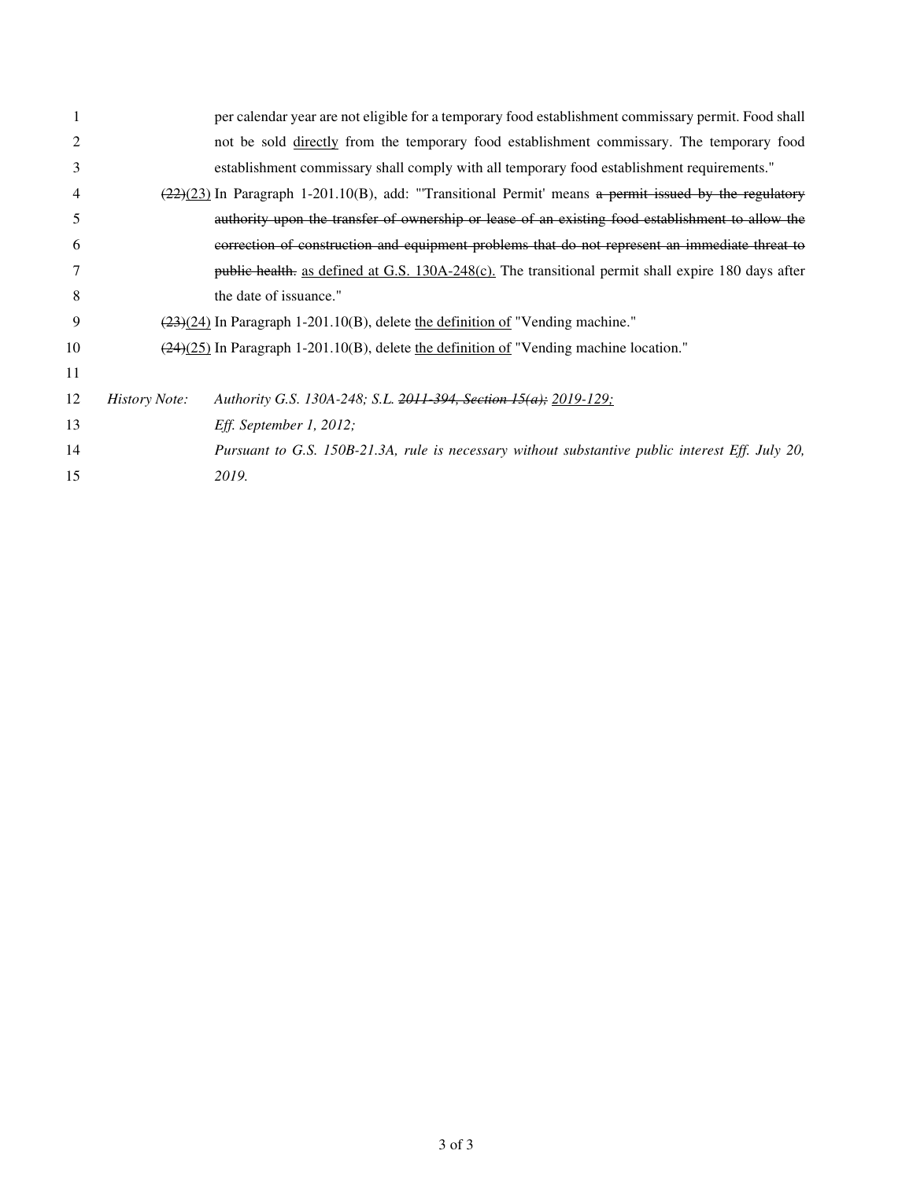per calendar year are not eligible for a temporary food establishment commissary permit. Food shall not be sold <u>directly</u> from the temporary food establishment commissary. The temporary food establishment commissary shall comply with all temporary food establishment requirements."

~~(22)~~<u>(23)</u> In Paragraph 1-201.10(B), add: "'Transitional Permit' means ~~a permit issued by the regulatory authority upon the transfer of ownership or lease of an existing food establishment to allow the correction of construction and equipment problems that do not represent an immediate threat to public health.~~ <u>as defined at G.S. 130A-248(c).</u> The transitional permit shall expire 180 days after the date of issuance."

~~(23)~~<u>(24)</u> In Paragraph 1-201.10(B), delete <u>the definition of</u> "Vending machine."

~~(24)~~<u>(25)</u> In Paragraph 1-201.10(B), delete <u>the definition of</u> "Vending machine location."

*History Note:* *Authority G.S. 130A-248; S.L. ~~2011-394, Section 15(a);~~ <u>2019-129;</u>*
*Eff. September 1, 2012;*
*Pursuant to G.S. 150B-21.3A, rule is necessary without substantive public interest Eff. July 20, 2019.*